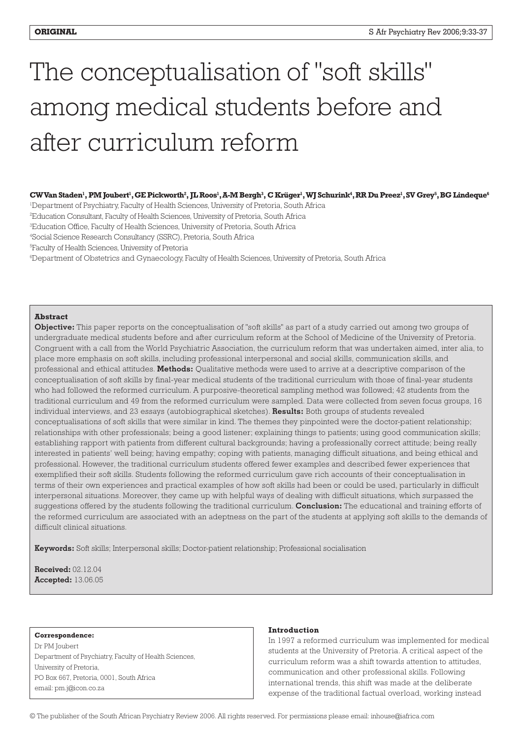ORIGINAL

# The conceptualisation of "soft skills" among medical students before and after curriculum reform

**CW Van Staden[1], PM Joubert[1], GE Pickworth[2], JL Roos[1], A-M Bergh[3], C Krüger[1], WJ Schurink[4], RR Du Preez[1], SV Grey[5], BG Lindeque[6]**

[1]Department of Psychiatry, Faculty of Health Sciences, University of Pretoria, South Africa
[2]Education Consultant, Faculty of Health Sciences, University of Pretoria, South Africa
[3]Education Office, Faculty of Health Sciences, University of Pretoria, South Africa
[4]Social Science Research Consultancy (SSRC), Pretoria, South Africa
[5]Faculty of Health Sciences, University of Pretoria
[6]Department of Obstetrics and Gynaecology, Faculty of Health Sciences, University of Pretoria, South Africa

**Abstract**

**Objective:** This paper reports on the conceptualisation of "soft skills" as part of a study carried out among two groups of undergraduate medical students before and after curriculum reform at the School of Medicine of the University of Pretoria. Congruent with a call from the World Psychiatric Association, the curriculum reform that was undertaken aimed, inter alia, to place more emphasis on soft skills, including professional interpersonal and social skills, communication skills, and professional and ethical attitudes. **Methods:** Qualitative methods were used to arrive at a descriptive comparison of the conceptualisation of soft skills by final-year medical students of the traditional curriculum with those of final-year students who had followed the reformed curriculum. A purposive-theoretical sampling method was followed; 42 students from the traditional curriculum and 49 from the reformed curriculum were sampled. Data were collected from seven focus groups, 16 individual interviews, and 23 essays (autobiographical sketches). **Results:** Both groups of students revealed conceptualisations of soft skills that were similar in kind. The themes they pinpointed were the doctor-patient relationship; relationships with other professionals; being a good listener; explaining things to patients; using good communication skills; establishing rapport with patients from different cultural backgrounds; having a professionally correct attitude; being really interested in patients' well being; having empathy; coping with patients, managing difficult situations, and being ethical and professional. However, the traditional curriculum students offered fewer examples and described fewer experiences that exemplified their soft skills. Students following the reformed curriculum gave rich accounts of their conceptualisation in terms of their own experiences and practical examples of how soft skills had been or could be used, particularly in difficult interpersonal situations. Moreover, they came up with helpful ways of dealing with difficult situations, which surpassed the suggestions offered by the students following the traditional curriculum. **Conclusion:** The educational and training efforts of the reformed curriculum are associated with an adeptness on the part of the students at applying soft skills to the demands of difficult clinical situations.

**Keywords:** Soft skills; Interpersonal skills; Doctor-patient relationship; Professional socialisation

**Received:** 02.12.04
**Accepted:** 13.06.05

**Correspondence:**
Dr PM Joubert
Department of Psychiatry, Faculty of Health Sciences,
University of Pretoria,
PO Box 667, Pretoria, 0001, South Africa
email: pm.j@icon.co.za

## Introduction

In 1997 a reformed curriculum was implemented for medical students at the University of Pretoria. A critical aspect of the curriculum reform was a shift towards attention to attitudes, communication and other professional skills. Following international trends, this shift was made at the deliberate expense of the traditional factual overload, working instead

© The publisher of the South African Psychiatry Review 2006. All rights reserved. For permissions please email: inhouse@iafrica.com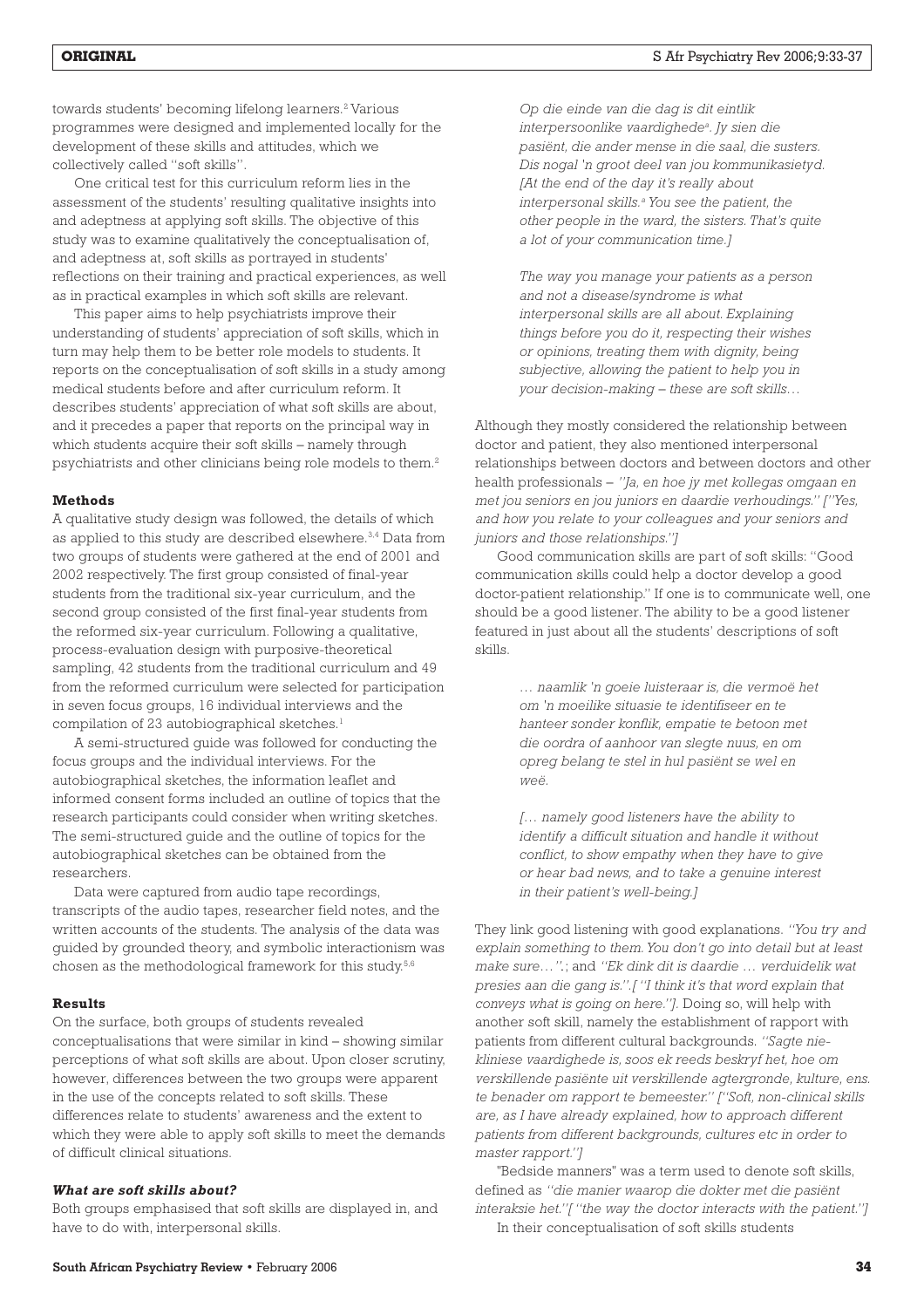towards students' becoming lifelong learners.[2] Various programmes were designed and implemented locally for the development of these skills and attitudes, which we collectively called "soft skills".

One critical test for this curriculum reform lies in the assessment of the students' resulting qualitative insights into and adeptness at applying soft skills. The objective of this study was to examine qualitatively the conceptualisation of, and adeptness at, soft skills as portrayed in students' reflections on their training and practical experiences, as well as in practical examples in which soft skills are relevant.

This paper aims to help psychiatrists improve their understanding of students' appreciation of soft skills, which in turn may help them to be better role models to students. It reports on the conceptualisation of soft skills in a study among medical students before and after curriculum reform. It describes students' appreciation of what soft skills are about, and it precedes a paper that reports on the principal way in which students acquire their soft skills – namely through psychiatrists and other clinicians being role models to them.[2]

## Methods

A qualitative study design was followed, the details of which as applied to this study are described elsewhere.[3,4] Data from two groups of students were gathered at the end of 2001 and 2002 respectively. The first group consisted of final-year students from the traditional six-year curriculum, and the second group consisted of the first final-year students from the reformed six-year curriculum. Following a qualitative, process-evaluation design with purposive-theoretical sampling, 42 students from the traditional curriculum and 49 from the reformed curriculum were selected for participation in seven focus groups, 16 individual interviews and the compilation of 23 autobiographical sketches.[1]

A semi-structured guide was followed for conducting the focus groups and the individual interviews. For the autobiographical sketches, the information leaflet and informed consent forms included an outline of topics that the research participants could consider when writing sketches. The semi-structured guide and the outline of topics for the autobiographical sketches can be obtained from the researchers.

Data were captured from audio tape recordings, transcripts of the audio tapes, researcher field notes, and the written accounts of the students. The analysis of the data was guided by grounded theory, and symbolic interactionism was chosen as the methodological framework for this study.[5,6]

## Results

On the surface, both groups of students revealed conceptualisations that were similar in kind – showing similar perceptions of what soft skills are about. Upon closer scrutiny, however, differences between the two groups were apparent in the use of the concepts related to soft skills. These differences relate to students' awareness and the extent to which they were able to apply soft skills to meet the demands of difficult clinical situations.

### *What are soft skills about?*

Both groups emphasised that soft skills are displayed in, and have to do with, interpersonal skills.

> *Op die einde van die dag is dit eintlik interpersoonlike vaardighede[a]. Jy sien die pasiënt, die ander mense in die saal, die susters. Dis nogal 'n groot deel van jou kommunikasietyd. [At the end of the day it's really about interpersonal skills.[a] You see the patient, the other people in the ward, the sisters. That's quite a lot of your communication time.]*

> *The way you manage your patients as a person and not a disease/syndrome is what interpersonal skills are all about. Explaining things before you do it, respecting their wishes or opinions, treating them with dignity, being subjective, allowing the patient to help you in your decision-making – these are soft skills…*

Although they mostly considered the relationship between doctor and patient, they also mentioned interpersonal relationships between doctors and between doctors and other health professionals – *"Ja, en hoe jy met kollegas omgaan en met jou seniors en jou juniors en daardie verhoudings." ["Yes, and how you relate to your colleagues and your seniors and juniors and those relationships."]*

Good communication skills are part of soft skills: "Good communication skills could help a doctor develop a good doctor-patient relationship." If one is to communicate well, one should be a good listener. The ability to be a good listener featured in just about all the students' descriptions of soft skills.

> *… naamlik 'n goeie luisteraar is, die vermoë het om 'n moeilike situasie te identifiseer en te hanteer sonder konflik, empatie te betoon met die oordra of aanhoor van slegte nuus, en om opreg belang te stel in hul pasiënt se wel en weë.*

> *[… namely good listeners have the ability to identify a difficult situation and handle it without conflict, to show empathy when they have to give or hear bad news, and to take a genuine interest in their patient's well-being.]*

They link good listening with good explanations. *"You try and explain something to them. You don't go into detail but at least make sure…".*; and *"Ek dink dit is daardie … verduidelik wat presies aan die gang is.".["I think it's that word explain that conveys what is going on here."].* Doing so, will help with another soft skill, namely the establishment of rapport with patients from different cultural backgrounds. *"Sagte nie-kliniese vaardighede is, soos ek reeds beskryf het, hoe om verskillende pasiënte uit verskillende agtergronde, kulture, ens. te benader om rapport te bemeester." ["Soft, non-clinical skills are, as I have already explained, how to approach different patients from different backgrounds, cultures etc in order to master rapport."]*

"Bedside manners" was a term used to denote soft skills, defined as *"die manier waarop die dokter met die pasiënt interaksie het."["the way the doctor interacts with the patient."]*

In their conceptualisation of soft skills students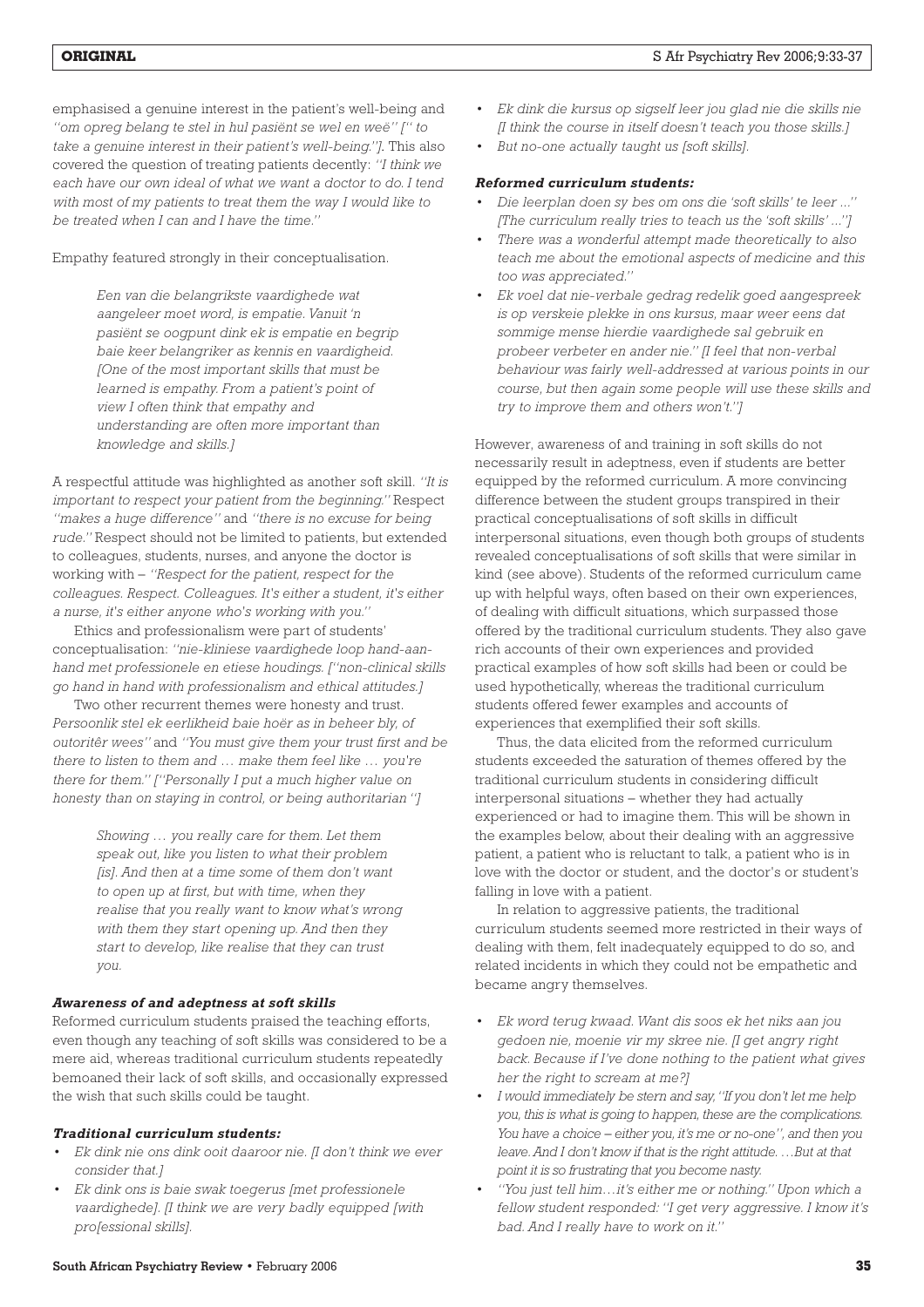emphasised a genuine interest in the patient's well-being and *"om opreg belang te stel in hul pasiënt se wel en weë" [" to take a genuine interest in their patient's well-being."]*. This also covered the question of treating patients decently: *"I think we each have our own ideal of what we want a doctor to do. I tend with most of my patients to treat them the way I would like to be treated when I can and I have the time."*

Empathy featured strongly in their conceptualisation.

> *Een van die belangrikste vaardighede wat aangeleer moet word, is empatie. Vanuit 'n pasiënt se oogpunt dink ek is empatie en begrip baie keer belangriker as kennis en vaardigheid. [One of the most important skills that must be learned is empathy. From a patient's point of view I often think that empathy and understanding are often more important than knowledge and skills.]*

A respectful attitude was highlighted as another soft skill. *"It is important to respect your patient from the beginning."* Respect *"makes a huge difference"* and *"there is no excuse for being rude."* Respect should not be limited to patients, but extended to colleagues, students, nurses, and anyone the doctor is working with – *"Respect for the patient, respect for the colleagues. Respect. Colleagues. It's either a student, it's either a nurse, it's either anyone who's working with you."*

Ethics and professionalism were part of students' conceptualisation: *"nie-kliniese vaardighede loop hand-aan-hand met professionele en etiese houdings. ["non-clinical skills go hand in hand with professionalism and ethical attitudes.]*

Two other recurrent themes were honesty and trust. *Persoonlik stel ek eerlikheid baie hoër as in beheer bly, of outoritêr wees"* and *"You must give them your trust first and be there to listen to them and … make them feel like … you're there for them." ["Personally I put a much higher value on honesty than on staying in control, or being authoritarian"]*

> *Showing … you really care for them. Let them speak out, like you listen to what their problem [is]. And then at a time some of them don't want to open up at first, but with time, when they realise that you really want to know what's wrong with them they start opening up. And then they start to develop, like realise that they can trust you.*

#### *Awareness of and adeptness at soft skills*

Reformed curriculum students praised the teaching efforts, even though any teaching of soft skills was considered to be a mere aid, whereas traditional curriculum students repeatedly bemoaned their lack of soft skills, and occasionally expressed the wish that such skills could be taught.

#### *Traditional curriculum students:*

- *Ek dink nie ons dink ooit daaroor nie. [I don't think we ever consider that.]*
- *Ek dink ons is baie swak toegerus [met professionele vaardighede]. [I think we are very badly equipped [with pro[essional skills].*
- *Ek dink die kursus op sigself leer jou glad nie die skills nie [I think the course in itself doesn't teach you those skills.]*
- *But no-one actually taught us [soft skills].*

#### *Reformed curriculum students:*

- *Die leerplan doen sy bes om ons die 'soft skills' te leer ..." [The curriculum really tries to teach us the 'soft skills' ..."]*
- *There was a wonderful attempt made theoretically to also teach me about the emotional aspects of medicine and this too was appreciated."*
- *Ek voel dat nie-verbale gedrag redelik goed aangespreek is op verskeie plekke in ons kursus, maar weer eens dat sommige mense hierdie vaardighede sal gebruik en probeer verbeter en ander nie." [I feel that non-verbal behaviour was fairly well-addressed at various points in our course, but then again some people will use these skills and try to improve them and others won't."]*

However, awareness of and training in soft skills do not necessarily result in adeptness, even if students are better equipped by the reformed curriculum. A more convincing difference between the student groups transpired in their practical conceptualisations of soft skills in difficult interpersonal situations, even though both groups of students revealed conceptualisations of soft skills that were similar in kind (see above). Students of the reformed curriculum came up with helpful ways, often based on their own experiences, of dealing with difficult situations, which surpassed those offered by the traditional curriculum students. They also gave rich accounts of their own experiences and provided practical examples of how soft skills had been or could be used hypothetically, whereas the traditional curriculum students offered fewer examples and accounts of experiences that exemplified their soft skills.

Thus, the data elicited from the reformed curriculum students exceeded the saturation of themes offered by the traditional curriculum students in considering difficult interpersonal situations – whether they had actually experienced or had to imagine them. This will be shown in the examples below, about their dealing with an aggressive patient, a patient who is reluctant to talk, a patient who is in love with the doctor or student, and the doctor's or student's falling in love with a patient.

In relation to aggressive patients, the traditional curriculum students seemed more restricted in their ways of dealing with them, felt inadequately equipped to do so, and related incidents in which they could not be empathetic and became angry themselves.

- *Ek word terug kwaad. Want dis soos ek het niks aan jou gedoen nie, moenie vir my skree nie. [I get angry right back. Because if I've done nothing to the patient what gives her the right to scream at me?]*
- *I would immediately be stern and say, "If you don't let me help you, this is what is going to happen, these are the complications. You have a choice – either you, it's me or no-one", and then you leave. And I don't know if that is the right attitude. …But at that point it is so frustrating that you become nasty.*
- *"You just tell him…it's either me or nothing." Upon which a fellow student responded: "I get very aggressive. I know it's bad. And I really have to work on it."*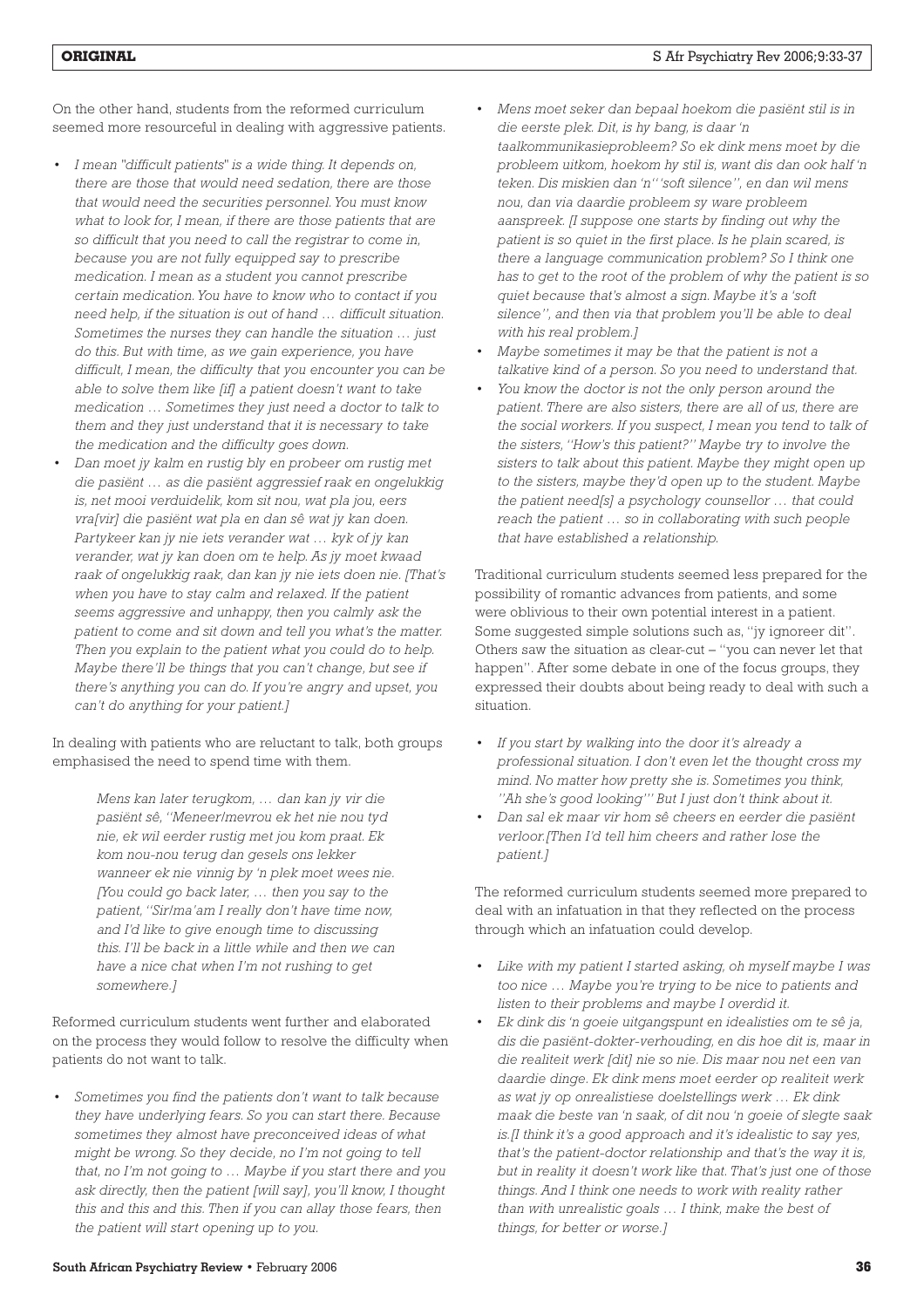On the other hand, students from the reformed curriculum seemed more resourceful in dealing with aggressive patients.

- *I mean "difficult patients" is a wide thing. It depends on, there are those that would need sedation, there are those that would need the securities personnel. You must know what to look for, I mean, if there are those patients that are so difficult that you need to call the registrar to come in, because you are not fully equipped say to prescribe medication. I mean as a student you cannot prescribe certain medication. You have to know who to contact if you need help, if the situation is out of hand … difficult situation. Sometimes the nurses they can handle the situation … just do this. But with time, as we gain experience, you have difficult, I mean, the difficulty that you encounter you can be able to solve them like [if] a patient doesn't want to take medication … Sometimes they just need a doctor to talk to them and they just understand that it is necessary to take the medication and the difficulty goes down.*
- *Dan moet jy kalm en rustig bly en probeer om rustig met die pasiënt … as die pasiënt aggressief raak en ongelukkig is, net mooi verduidelik, kom sit nou, wat pla jou, eers vra[vir] die pasiënt wat pla en dan sê wat jy kan doen. Partykeer kan jy nie iets verander wat … kyk of jy kan verander, wat jy kan doen om te help. As jy moet kwaad raak of ongelukkig raak, dan kan jy nie iets doen nie. [That's when you have to stay calm and relaxed. If the patient seems aggressive and unhappy, then you calmly ask the patient to come and sit down and tell you what's the matter. Then you explain to the patient what you could do to help. Maybe there'll be things that you can't change, but see if there's anything you can do. If you're angry and upset, you can't do anything for your patient.]*

In dealing with patients who are reluctant to talk, both groups emphasised the need to spend time with them.

> *Mens kan later terugkom, … dan kan jy vir die pasiënt sê, ''Meneer/mevrou ek het nie nou tyd nie, ek wil eerder rustig met jou kom praat. Ek kom nou-nou terug dan gesels ons lekker wanneer ek nie vinnig by 'n plek moet wees nie. [You could go back later, … then you say to the patient, ''Sir/ma'am I really don't have time now, and I'd like to give enough time to discussing this. I'll be back in a little while and then we can have a nice chat when I'm not rushing to get somewhere.]*

Reformed curriculum students went further and elaborated on the process they would follow to resolve the difficulty when patients do not want to talk.

- *Sometimes you find the patients don't want to talk because they have underlying fears. So you can start there. Because sometimes they almost have preconceived ideas of what might be wrong. So they decide, no I'm not going to tell that, no I'm not going to … Maybe if you start there and you ask directly, then the patient [will say], you'll know, I thought this and this and this. Then if you can allay those fears, then the patient will start opening up to you.*
- *Mens moet seker dan bepaal hoekom die pasiënt stil is in die eerste plek. Dit, is hy bang, is daar 'n taalkommunikasieprobleem? So ek dink mens moet by die probleem uitkom, hoekom hy stil is, want dis dan ook half 'n teken. Dis miskien dan 'n''soft silence'', en dan wil mens nou, dan via daardie probleem sy ware probleem aanspreek. [I suppose one starts by finding out why the patient is so quiet in the first place. Is he plain scared, is there a language communication problem? So I think one has to get to the root of the problem of why the patient is so quiet because that's almost a sign. Maybe it's a 'soft silence'', and then via that problem you'll be able to deal with his real problem.]*
- *Maybe sometimes it may be that the patient is not a talkative kind of a person. So you need to understand that.*
- *You know the doctor is not the only person around the patient. There are also sisters, there are all of us, there are the social workers. If you suspect, I mean you tend to talk of the sisters, ''How's this patient?'' Maybe try to involve the sisters to talk about this patient. Maybe they might open up to the sisters, maybe they'd open up to the student. Maybe the patient need[s] a psychology counsellor … that could reach the patient … so in collaborating with such people that have established a relationship.*

Traditional curriculum students seemed less prepared for the possibility of romantic advances from patients, and some were oblivious to their own potential interest in a patient. Some suggested simple solutions such as, ''jy ignoreer dit''. Others saw the situation as clear-cut – ''you can never let that happen''. After some debate in one of the focus groups, they expressed their doubts about being ready to deal with such a situation.

- *If you start by walking into the door it's already a professional situation. I don't even let the thought cross my mind. No matter how pretty she is. Sometimes you think, ''Ah she's good looking''' But I just don't think about it.*
- *Dan sal ek maar vir hom sê cheers en eerder die pasiënt verloor.[Then I'd tell him cheers and rather lose the patient.]*

The reformed curriculum students seemed more prepared to deal with an infatuation in that they reflected on the process through which an infatuation could develop.

- *Like with my patient I started asking, oh myself maybe I was too nice … Maybe you're trying to be nice to patients and listen to their problems and maybe I overdid it.*
- *Ek dink dis 'n goeie uitgangspunt en idealisties om te sê ja, dis die pasiënt-dokter-verhouding, en dis hoe dit is, maar in die realiteit werk [dit] nie so nie. Dis maar nou net een van daardie dinge. Ek dink mens moet eerder op realiteit werk as wat jy op onrealistiese doelstellings werk … Ek dink maak die beste van 'n saak, of dit nou 'n goeie of slegte saak is.[I think it's a good approach and it's idealistic to say yes, that's the patient-doctor relationship and that's the way it is, but in reality it doesn't work like that. That's just one of those things. And I think one needs to work with reality rather than with unrealistic goals … I think, make the best of things, for better or worse.]*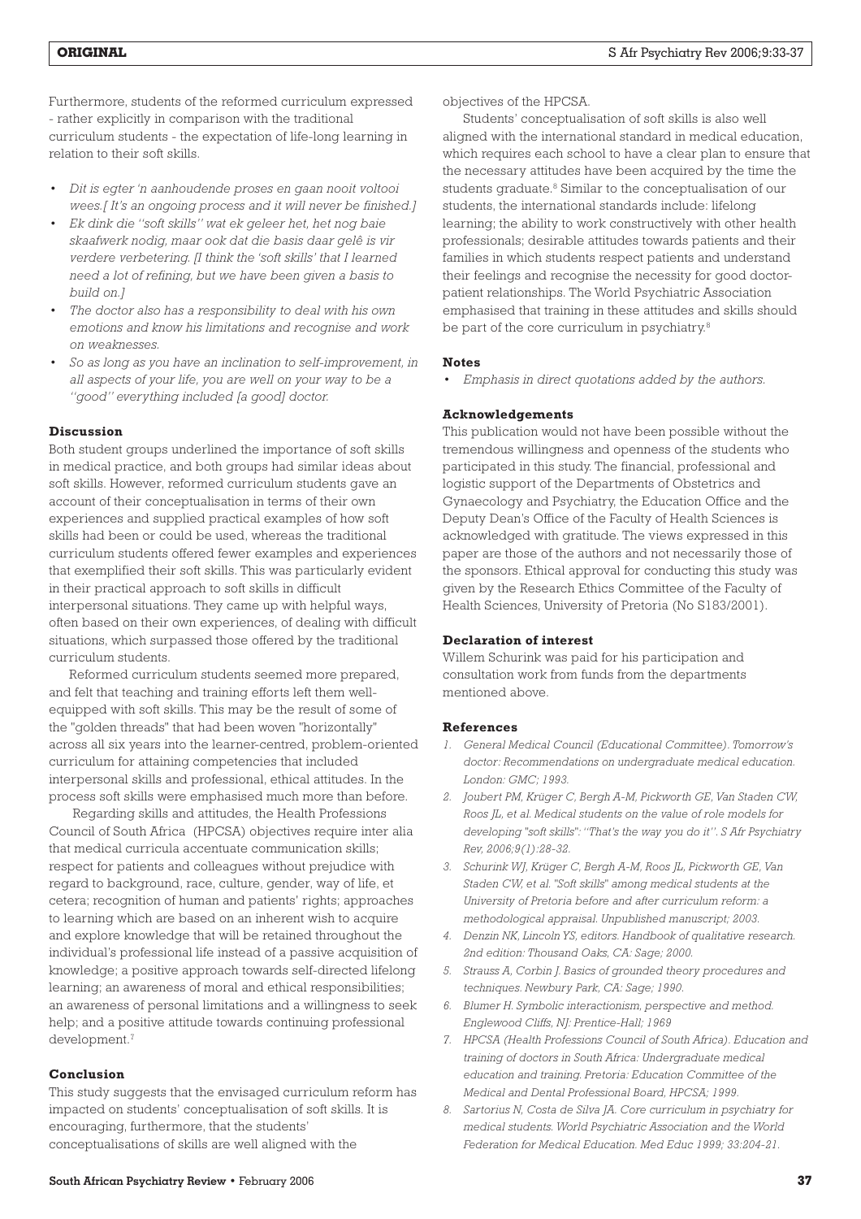Furthermore, students of the reformed curriculum expressed - rather explicitly in comparison with the traditional curriculum students - the expectation of life-long learning in relation to their soft skills.

- *Dit is egter 'n aanhoudende proses en gaan nooit voltooi wees.[ It's an ongoing process and it will never be finished.]*
- *Ek dink die ''soft skills'' wat ek geleer het, het nog baie skaafwerk nodig, maar ook dat die basis daar gelê is vir verdere verbetering. [I think the 'soft skills' that I learned need a lot of refining, but we have been given a basis to build on.]*
- *The doctor also has a responsibility to deal with his own emotions and know his limitations and recognise and work on weaknesses.*
- *So as long as you have an inclination to self-improvement, in all aspects of your life, you are well on your way to be a ''good'' everything included [a good] doctor.*

**Discussion**

Both student groups underlined the importance of soft skills in medical practice, and both groups had similar ideas about soft skills. However, reformed curriculum students gave an account of their conceptualisation in terms of their own experiences and supplied practical examples of how soft skills had been or could be used, whereas the traditional curriculum students offered fewer examples and experiences that exemplified their soft skills. This was particularly evident in their practical approach to soft skills in difficult interpersonal situations. They came up with helpful ways, often based on their own experiences, of dealing with difficult situations, which surpassed those offered by the traditional curriculum students.

Reformed curriculum students seemed more prepared, and felt that teaching and training efforts left them well-equipped with soft skills. This may be the result of some of the "golden threads" that had been woven "horizontally" across all six years into the learner-centred, problem-oriented curriculum for attaining competencies that included interpersonal skills and professional, ethical attitudes. In the process soft skills were emphasised much more than before.

Regarding skills and attitudes, the Health Professions Council of South Africa (HPCSA) objectives require inter alia that medical curricula accentuate communication skills; respect for patients and colleagues without prejudice with regard to background, race, culture, gender, way of life, et cetera; recognition of human and patients' rights; approaches to learning which are based on an inherent wish to acquire and explore knowledge that will be retained throughout the individual's professional life instead of a passive acquisition of knowledge; a positive approach towards self-directed lifelong learning; an awareness of moral and ethical responsibilities; an awareness of personal limitations and a willingness to seek help; and a positive attitude towards continuing professional development.[7]

**Conclusion**

This study suggests that the envisaged curriculum reform has impacted on students' conceptualisation of soft skills. It is encouraging, furthermore, that the students' conceptualisations of skills are well aligned with the objectives of the HPCSA.

Students' conceptualisation of soft skills is also well aligned with the international standard in medical education, which requires each school to have a clear plan to ensure that the necessary attitudes have been acquired by the time the students graduate.[8] Similar to the conceptualisation of our students, the international standards include: lifelong learning; the ability to work constructively with other health professionals; desirable attitudes towards patients and their families in which students respect patients and understand their feelings and recognise the necessity for good doctor-patient relationships. The World Psychiatric Association emphasised that training in these attitudes and skills should be part of the core curriculum in psychiatry.[8]

**Notes**

- *Emphasis in direct quotations added by the authors.*

**Acknowledgements**

This publication would not have been possible without the tremendous willingness and openness of the students who participated in this study. The financial, professional and logistic support of the Departments of Obstetrics and Gynaecology and Psychiatry, the Education Office and the Deputy Dean's Office of the Faculty of Health Sciences is acknowledged with gratitude. The views expressed in this paper are those of the authors and not necessarily those of the sponsors. Ethical approval for conducting this study was given by the Research Ethics Committee of the Faculty of Health Sciences, University of Pretoria (No S183/2001).

**Declaration of interest**

Willem Schurink was paid for his participation and consultation work from funds from the departments mentioned above.

**References**

1. *General Medical Council (Educational Committee). Tomorrow's doctor: Recommendations on undergraduate medical education. London: GMC; 1993.*
2. *Joubert PM, Krüger C, Bergh A-M, Pickworth GE, Van Staden CW, Roos JL, et al. Medical students on the value of role models for developing "soft skills": ''That's the way you do it''. S Afr Psychiatry Rev, 2006;9(1):28-32.*
3. *Schurink WJ, Krüger C, Bergh A-M, Roos JL, Pickworth GE, Van Staden CW, et al. "Soft skills" among medical students at the University of Pretoria before and after curriculum reform: a methodological appraisal. Unpublished manuscript; 2003.*
4. *Denzin NK, Lincoln YS, editors. Handbook of qualitative research. 2nd edition: Thousand Oaks, CA: Sage; 2000.*
5. *Strauss A, Corbin J. Basics of grounded theory procedures and techniques. Newbury Park, CA: Sage; 1990.*
6. *Blumer H. Symbolic interactionism, perspective and method. Englewood Cliffs, NJ: Prentice-Hall; 1969*
7. *HPCSA (Health Professions Council of South Africa). Education and training of doctors in South Africa: Undergraduate medical education and training. Pretoria: Education Committee of the Medical and Dental Professional Board, HPCSA; 1999.*
8. *Sartorius N, Costa de Silva JA. Core curriculum in psychiatry for medical students. World Psychiatric Association and the World Federation for Medical Education. Med Educ 1999; 33:204-21.*